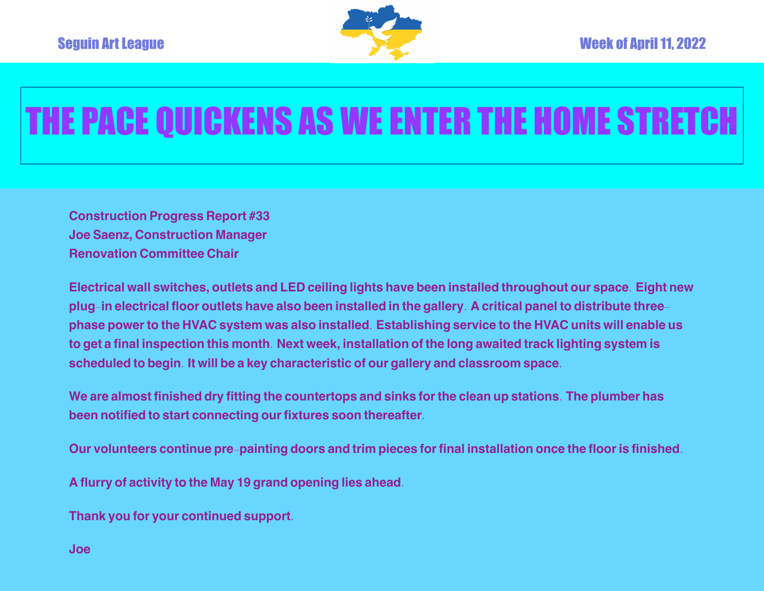Seguin Art League

Week of April 11, 2022

# THE PACE QUICKENS AS WE ENTER THE HOME STRETCH

**Construction Progress Report #33**
**Joe Saenz, Construction Manager**
**Renovation Committee Chair**

Electrical wall switches, outlets and LED ceiling lights have been installed throughout our space. Eight new plug-in electrical floor outlets have also been installed in the gallery. A critical panel to distribute three-phase power to the HVAC system was also installed. Establishing service to the HVAC units will enable us to get a final inspection this month. Next week, installation of the long awaited track lighting system is scheduled to begin. It will be a key characteristic of our gallery and classroom space.

We are almost finished dry fitting the countertops and sinks for the clean up stations. The plumber has been notified to start connecting our fixtures soon thereafter.

Our volunteers continue pre-painting doors and trim pieces for final installation once the floor is finished.

A flurry of activity to the May 19 grand opening lies ahead.

Thank you for your continued support.

Joe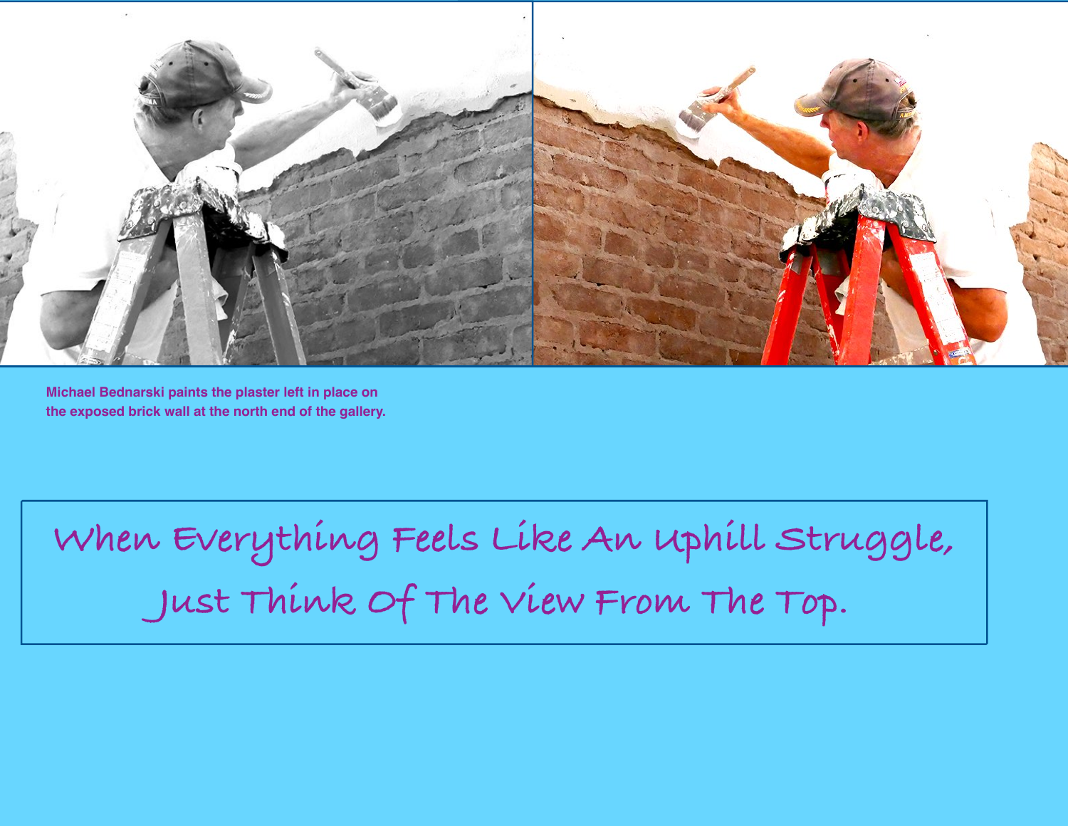Michael Bednarski paints the plaster left in place on the exposed brick wall at the north end of the gallery.

When Everything Feels Like An Uphill Struggle,
Just Think Of The View From The Top.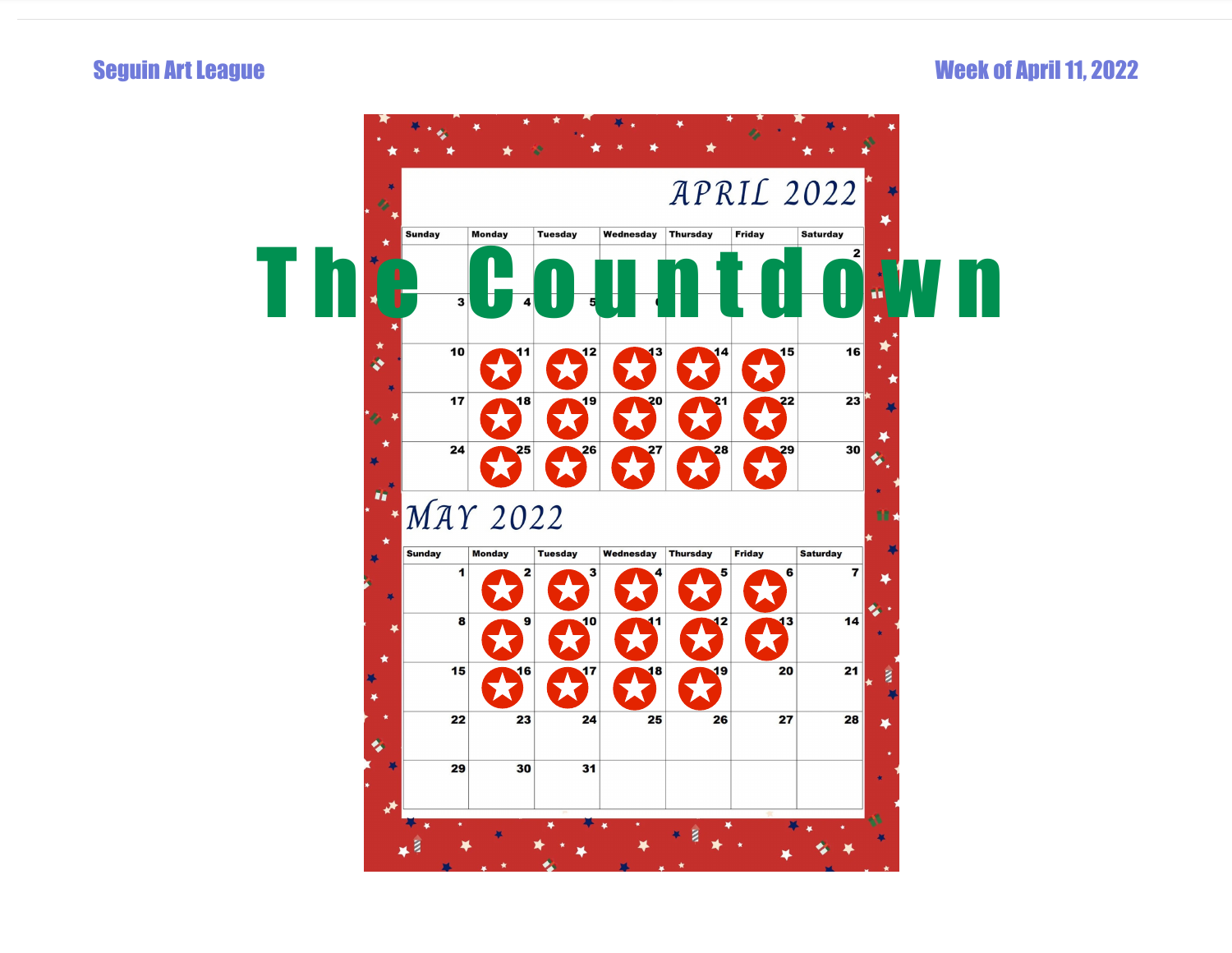# The Countdown

## APRIL 2022

| Sunday | Monday | Tuesday | Wednesday | Thursday | Friday | Saturday |
|---|---|---|---|---|---|---|
| | | | | | | 2 |
| 3 | 4 | 5 | 6 | 7 | 8 | 9 |
| 10 | 11 ★ | 12 ★ | 13 ★ | 14 ★ | 15 ★ | 16 |
| 17 | 18 ★ | 19 ★ | 20 ★ | 21 ★ | 22 ★ | 23 |
| 24 | 25 ★ | 26 ★ | 27 ★ | 28 ★ | 29 ★ | 30 |

## MAY 2022

| Sunday | Monday | Tuesday | Wednesday | Thursday | Friday | Saturday |
|---|---|---|---|---|---|---|
| 1 | 2 ★ | 3 ★ | 4 ★ | 5 ★ | 6 ★ | 7 |
| 8 | 9 ★ | 10 ★ | 11 ★ | 12 ★ | 13 ★ | 14 |
| 15 | 16 ★ | 17 ★ | 18 ★ | 19 ★ | 20 | 21 |
| 22 | 23 | 24 | 25 | 26 | 27 | 28 |
| 29 | 30 | 31 | | | | |